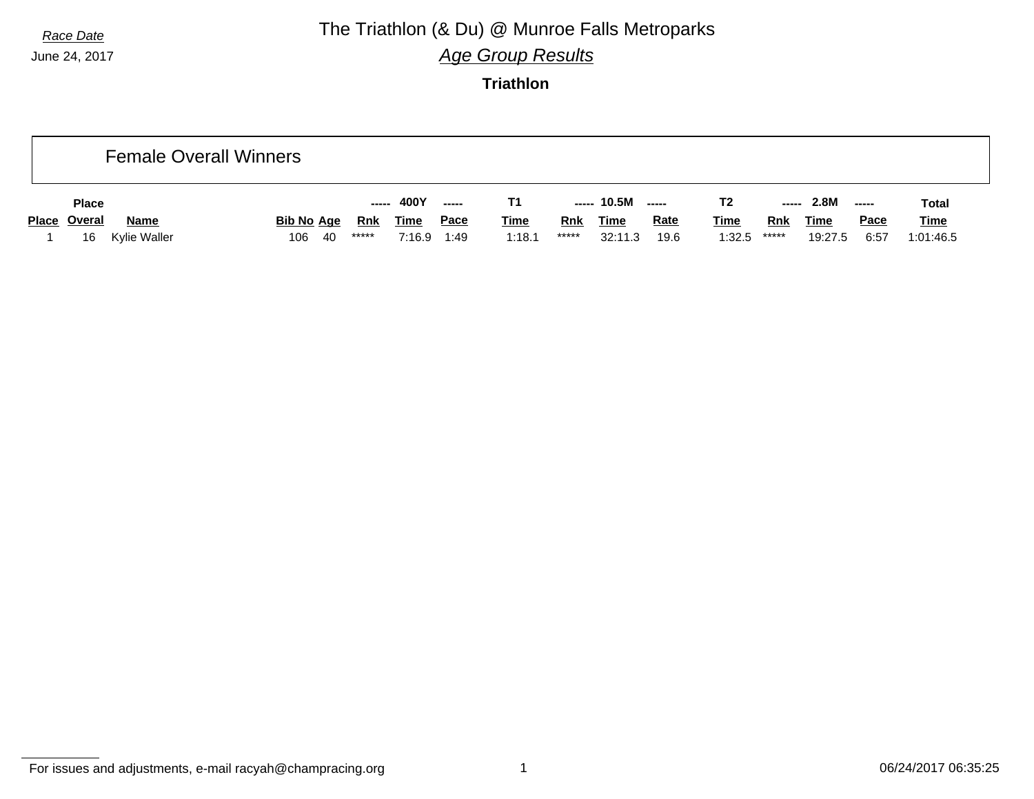*Race Date*

June 24, 2017

# The Triathlon (& Du) @ Munroe Falls Metroparks

## *Age Group Results*

### Triathlon

## Female Overall Winners

| Place | Place Overal | Name | Bib No | Age | ----- Rnk | 400Y Time | ----- Pace | T1 Time | ----- Rnk | 10.5M Time | ----- Rate | T2 Time | ----- Rnk | 2.8M Time | ----- Pace | Total Time |
|---|---|---|---|---|---|---|---|---|---|---|---|---|---|---|---|---|
| 1 | 16 | Kylie Waller | 106 | 40 | ***** | 7:16.9 | 1:49 | 1:18.1 | ***** | 32:11.3 | 19.6 | 1:32.5 | ***** | 19:27.5 | 6:57 | 1:01:46.5 |

For issues and adjustments, e-mail racyah@champracing.org

06/24/2017 06:35:25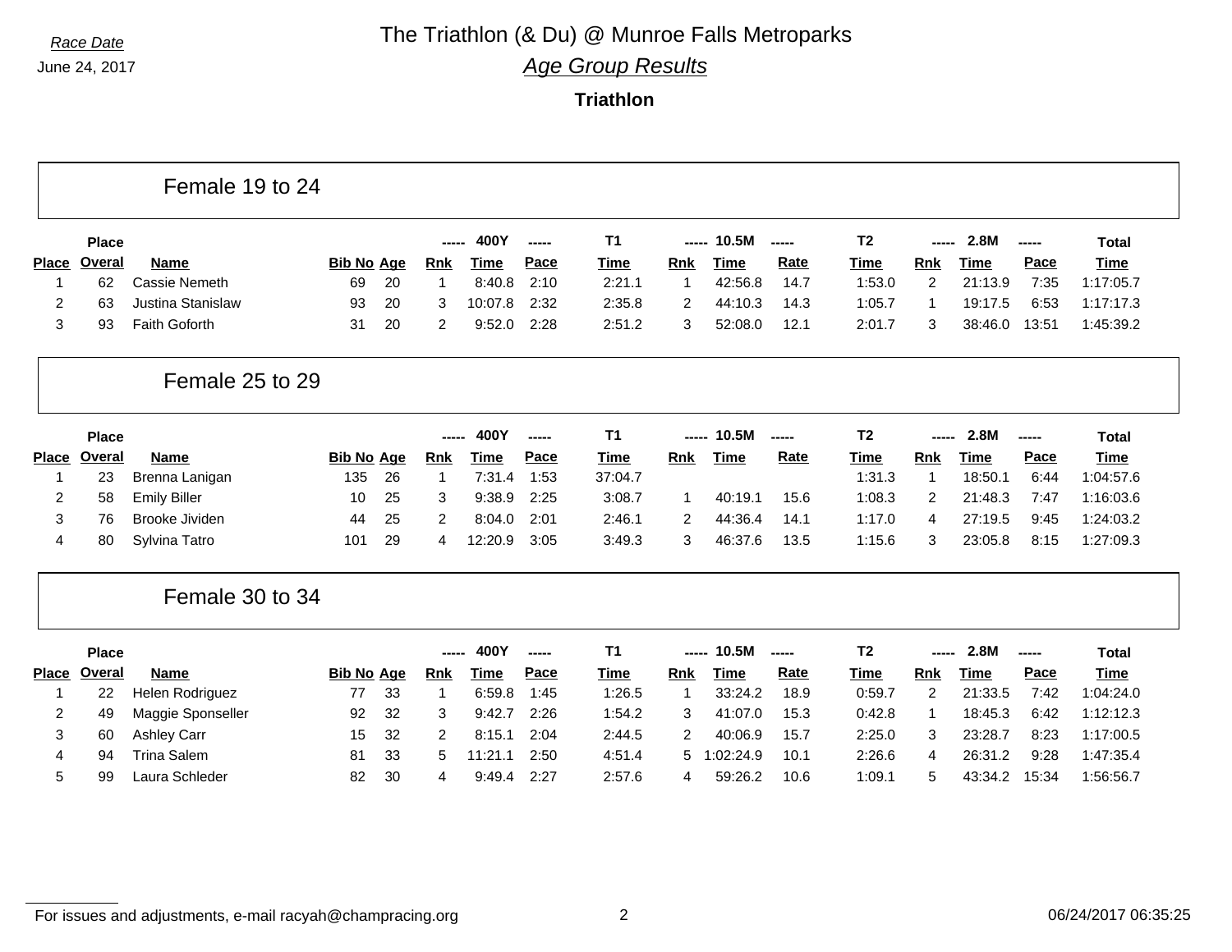Race Date

June 24, 2017

# The Triathlon (& Du) @ Munroe Falls Metroparks

## Age Group Results

### Triathlon

## Female 19 to 24

| Place | Place Overal | Name | Bib No | Age | 400Y Rnk | 400Y Time | 400Y Pace | T1 Time | 10.5M Rnk | 10.5M Time | 10.5M Rate | T2 Time | 2.8M Rnk | 2.8M Time | 2.8M Pace | Total Time |
|---|---|---|---|---|---|---|---|---|---|---|---|---|---|---|---|---|
| 1 | 62 | Cassie Nemeth | 69 | 20 | 1 | 8:40.8 | 2:10 | 2:21.1 | 1 | 42:56.8 | 14.7 | 1:53.0 | 2 | 21:13.9 | 7:35 | 1:17:05.7 |
| 2 | 63 | Justina Stanislaw | 93 | 20 | 3 | 10:07.8 | 2:32 | 2:35.8 | 2 | 44:10.3 | 14.3 | 1:05.7 | 1 | 19:17.5 | 6:53 | 1:17:17.3 |
| 3 | 93 | Faith Goforth | 31 | 20 | 2 | 9:52.0 | 2:28 | 2:51.2 | 3 | 52:08.0 | 12.1 | 2:01.7 | 3 | 38:46.0 | 13:51 | 1:45:39.2 |

## Female 25 to 29

| Place | Place Overal | Name | Bib No | Age | 400Y Rnk | 400Y Time | 400Y Pace | T1 Time | 10.5M Rnk | 10.5M Time | 10.5M Rate | T2 Time | 2.8M Rnk | 2.8M Time | 2.8M Pace | Total Time |
|---|---|---|---|---|---|---|---|---|---|---|---|---|---|---|---|---|
| 1 | 23 | Brenna Lanigan | 135 | 26 | 1 | 7:31.4 | 1:53 | 37:04.7 | | | | 1:31.3 | 1 | 18:50.1 | 6:44 | 1:04:57.6 |
| 2 | 58 | Emily Biller | 10 | 25 | 3 | 9:38.9 | 2:25 | 3:08.7 | 1 | 40:19.1 | 15.6 | 1:08.3 | 2 | 21:48.3 | 7:47 | 1:16:03.6 |
| 3 | 76 | Brooke Jividen | 44 | 25 | 2 | 8:04.0 | 2:01 | 2:46.1 | 2 | 44:36.4 | 14.1 | 1:17.0 | 4 | 27:19.5 | 9:45 | 1:24:03.2 |
| 4 | 80 | Sylvina Tatro | 101 | 29 | 4 | 12:20.9 | 3:05 | 3:49.3 | 3 | 46:37.6 | 13.5 | 1:15.6 | 3 | 23:05.8 | 8:15 | 1:27:09.3 |

## Female 30 to 34

| Place | Place Overal | Name | Bib No | Age | 400Y Rnk | 400Y Time | 400Y Pace | T1 Time | 10.5M Rnk | 10.5M Time | 10.5M Rate | T2 Time | 2.8M Rnk | 2.8M Time | 2.8M Pace | Total Time |
|---|---|---|---|---|---|---|---|---|---|---|---|---|---|---|---|---|
| 1 | 22 | Helen Rodriguez | 77 | 33 | 1 | 6:59.8 | 1:45 | 1:26.5 | 1 | 33:24.2 | 18.9 | 0:59.7 | 2 | 21:33.5 | 7:42 | 1:04:24.0 |
| 2 | 49 | Maggie Sponseller | 92 | 32 | 3 | 9:42.7 | 2:26 | 1:54.2 | 3 | 41:07.0 | 15.3 | 0:42.8 | 1 | 18:45.3 | 6:42 | 1:12:12.3 |
| 3 | 60 | Ashley Carr | 15 | 32 | 2 | 8:15.1 | 2:04 | 2:44.5 | 2 | 40:06.9 | 15.7 | 2:25.0 | 3 | 23:28.7 | 8:23 | 1:17:00.5 |
| 4 | 94 | Trina Salem | 81 | 33 | 5 | 11:21.1 | 2:50 | 4:51.4 | 5 | 1:02:24.9 | 10.1 | 2:26.6 | 4 | 26:31.2 | 9:28 | 1:47:35.4 |
| 5 | 99 | Laura Schleder | 82 | 30 | 4 | 9:49.4 | 2:27 | 2:57.6 | 4 | 59:26.2 | 10.6 | 1:09.1 | 5 | 43:34.2 | 15:34 | 1:56:56.7 |

For issues and adjustments, e-mail racyah@champracing.org

06/24/2017 06:35:25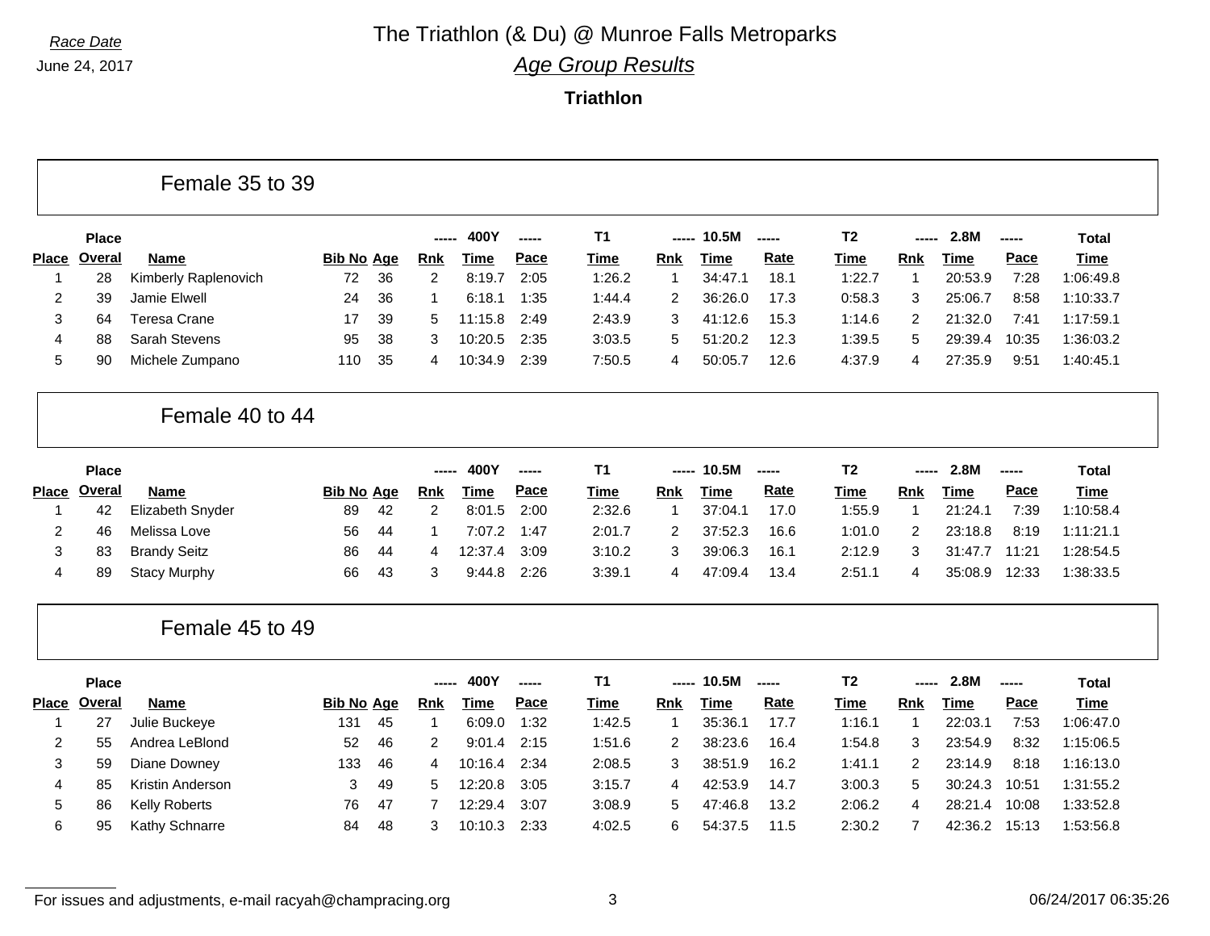*Race Date*

June 24, 2017

# The Triathlon (& Du) @ Munroe Falls Metroparks

## *Age Group Results*

### Triathlon

## Female 35 to 39

| | Place | | | | ----- | 400Y | ----- | T1 | ----- | 10.5M | ----- | T2 | ----- | 2.8M | ----- | Total |
|---|---|---|---|---|---|---|---|---|---|---|---|---|---|---|---|---|
| Place | Overal | Name | Bib No | Age | Rnk | Time | Pace | Time | Rnk | Time | Rate | Time | Rnk | Time | Pace | Time |
| 1 | 28 | Kimberly Raplenovich | 72 | 36 | 2 | 8:19.7 | 2:05 | 1:26.2 | 1 | 34:47.1 | 18.1 | 1:22.7 | 1 | 20:53.9 | 7:28 | 1:06:49.8 |
| 2 | 39 | Jamie Elwell | 24 | 36 | 1 | 6:18.1 | 1:35 | 1:44.4 | 2 | 36:26.0 | 17.3 | 0:58.3 | 3 | 25:06.7 | 8:58 | 1:10:33.7 |
| 3 | 64 | Teresa Crane | 17 | 39 | 5 | 11:15.8 | 2:49 | 2:43.9 | 3 | 41:12.6 | 15.3 | 1:14.6 | 2 | 21:32.0 | 7:41 | 1:17:59.1 |
| 4 | 88 | Sarah Stevens | 95 | 38 | 3 | 10:20.5 | 2:35 | 3:03.5 | 5 | 51:20.2 | 12.3 | 1:39.5 | 5 | 29:39.4 | 10:35 | 1:36:03.2 |
| 5 | 90 | Michele Zumpano | 110 | 35 | 4 | 10:34.9 | 2:39 | 7:50.5 | 4 | 50:05.7 | 12.6 | 4:37.9 | 4 | 27:35.9 | 9:51 | 1:40:45.1 |

## Female 40 to 44

| | Place | | | | ----- | 400Y | ----- | T1 | ----- | 10.5M | ----- | T2 | ----- | 2.8M | ----- | Total |
|---|---|---|---|---|---|---|---|---|---|---|---|---|---|---|---|---|
| Place | Overal | Name | Bib No | Age | Rnk | Time | Pace | Time | Rnk | Time | Rate | Time | Rnk | Time | Pace | Time |
| 1 | 42 | Elizabeth Snyder | 89 | 42 | 2 | 8:01.5 | 2:00 | 2:32.6 | 1 | 37:04.1 | 17.0 | 1:55.9 | 1 | 21:24.1 | 7:39 | 1:10:58.4 |
| 2 | 46 | Melissa Love | 56 | 44 | 1 | 7:07.2 | 1:47 | 2:01.7 | 2 | 37:52.3 | 16.6 | 1:01.0 | 2 | 23:18.8 | 8:19 | 1:11:21.1 |
| 3 | 83 | Brandy Seitz | 86 | 44 | 4 | 12:37.4 | 3:09 | 3:10.2 | 3 | 39:06.3 | 16.1 | 2:12.9 | 3 | 31:47.7 | 11:21 | 1:28:54.5 |
| 4 | 89 | Stacy Murphy | 66 | 43 | 3 | 9:44.8 | 2:26 | 3:39.1 | 4 | 47:09.4 | 13.4 | 2:51.1 | 4 | 35:08.9 | 12:33 | 1:38:33.5 |

## Female 45 to 49

| | Place | | | | ----- | 400Y | ----- | T1 | ----- | 10.5M | ----- | T2 | ----- | 2.8M | ----- | Total |
|---|---|---|---|---|---|---|---|---|---|---|---|---|---|---|---|---|
| Place | Overal | Name | Bib No | Age | Rnk | Time | Pace | Time | Rnk | Time | Rate | Time | Rnk | Time | Pace | Time |
| 1 | 27 | Julie Buckeye | 131 | 45 | 1 | 6:09.0 | 1:32 | 1:42.5 | 1 | 35:36.1 | 17.7 | 1:16.1 | 1 | 22:03.1 | 7:53 | 1:06:47.0 |
| 2 | 55 | Andrea LeBlond | 52 | 46 | 2 | 9:01.4 | 2:15 | 1:51.6 | 2 | 38:23.6 | 16.4 | 1:54.8 | 3 | 23:54.9 | 8:32 | 1:15:06.5 |
| 3 | 59 | Diane Downey | 133 | 46 | 4 | 10:16.4 | 2:34 | 2:08.5 | 3 | 38:51.9 | 16.2 | 1:41.1 | 2 | 23:14.9 | 8:18 | 1:16:13.0 |
| 4 | 85 | Kristin Anderson | 3 | 49 | 5 | 12:20.8 | 3:05 | 3:15.7 | 4 | 42:53.9 | 14.7 | 3:00.3 | 5 | 30:24.3 | 10:51 | 1:31:55.2 |
| 5 | 86 | Kelly Roberts | 76 | 47 | 7 | 12:29.4 | 3:07 | 3:08.9 | 5 | 47:46.8 | 13.2 | 2:06.2 | 4 | 28:21.4 | 10:08 | 1:33:52.8 |
| 6 | 95 | Kathy Schnarre | 84 | 48 | 3 | 10:10.3 | 2:33 | 4:02.5 | 6 | 54:37.5 | 11.5 | 2:30.2 | 7 | 42:36.2 | 15:13 | 1:53:56.8 |

For issues and adjustments, e-mail racyah@champracing.org

06/24/2017 06:35:26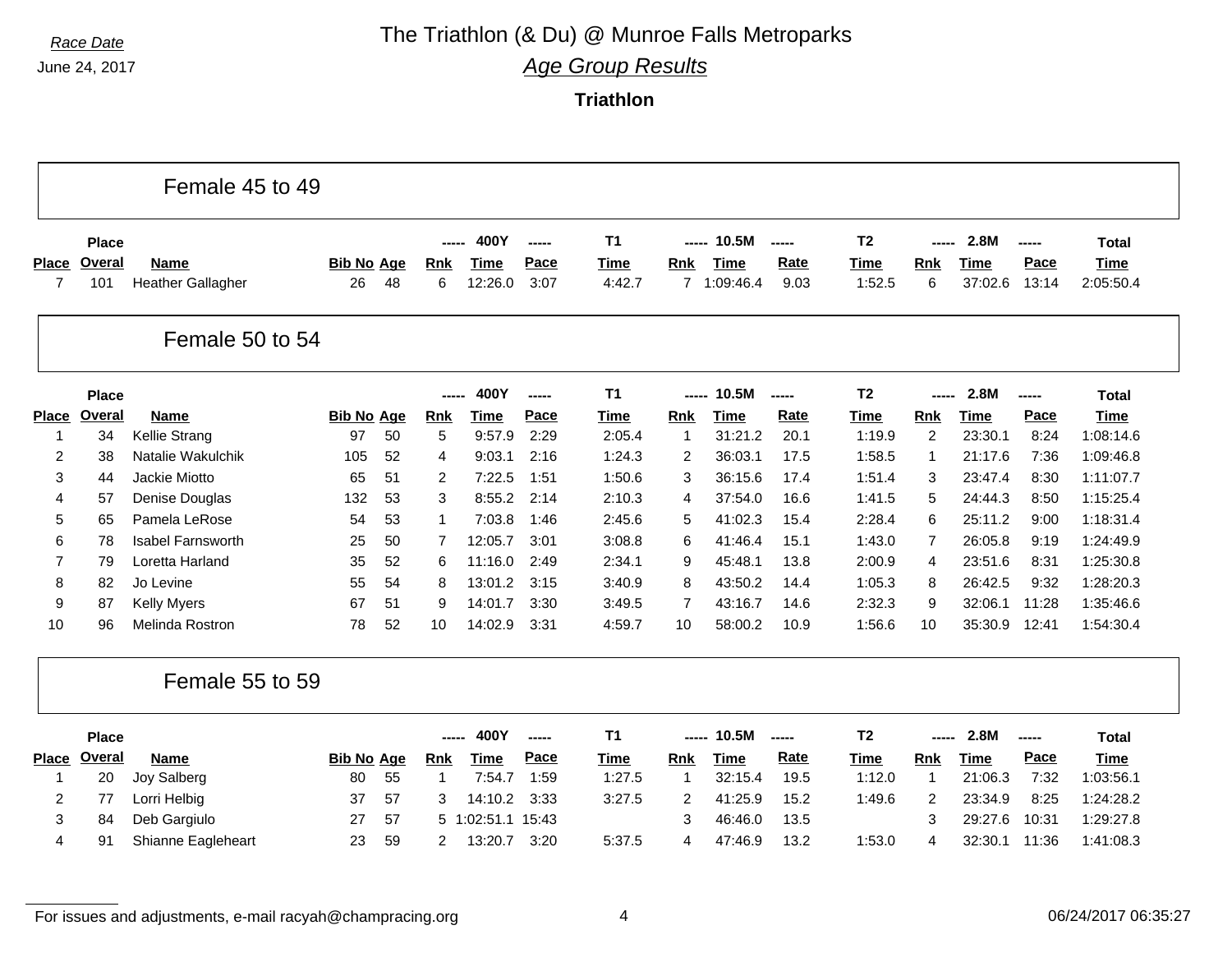*Race Date*

June 24, 2017

# The Triathlon (& Du) @ Munroe Falls Metroparks

## *Age Group Results*

### Triathlon

## Female 45 to 49

| Place | Place Overal | Name | Bib No | Age | 400Y Rnk | 400Y Time | 400Y Pace | T1 Time | 10.5M Rnk | 10.5M Time | 10.5M Rate | T2 Time | 2.8M Rnk | 2.8M Time | 2.8M Pace | Total Time |
|---|---|---|---|---|---|---|---|---|---|---|---|---|---|---|---|---|
| 7 | 101 | Heather Gallagher | 26 | 48 | 6 | 12:26.0 | 3:07 | 4:42.7 | 7 | 1:09:46.4 | 9.03 | 1:52.5 | 6 | 37:02.6 | 13:14 | 2:05:50.4 |

## Female 50 to 54

| Place | Place Overal | Name | Bib No | Age | 400Y Rnk | 400Y Time | 400Y Pace | T1 Time | 10.5M Rnk | 10.5M Time | 10.5M Rate | T2 Time | 2.8M Rnk | 2.8M Time | 2.8M Pace | Total Time |
|---|---|---|---|---|---|---|---|---|---|---|---|---|---|---|---|---|
| 1 | 34 | Kellie Strang | 97 | 50 | 5 | 9:57.9 | 2:29 | 2:05.4 | 1 | 31:21.2 | 20.1 | 1:19.9 | 2 | 23:30.1 | 8:24 | 1:08:14.6 |
| 2 | 38 | Natalie Wakulchik | 105 | 52 | 4 | 9:03.1 | 2:16 | 1:24.3 | 2 | 36:03.1 | 17.5 | 1:58.5 | 1 | 21:17.6 | 7:36 | 1:09:46.8 |
| 3 | 44 | Jackie Miotto | 65 | 51 | 2 | 7:22.5 | 1:51 | 1:50.6 | 3 | 36:15.6 | 17.4 | 1:51.4 | 3 | 23:47.4 | 8:30 | 1:11:07.7 |
| 4 | 57 | Denise Douglas | 132 | 53 | 3 | 8:55.2 | 2:14 | 2:10.3 | 4 | 37:54.0 | 16.6 | 1:41.5 | 5 | 24:44.3 | 8:50 | 1:15:25.4 |
| 5 | 65 | Pamela LeRose | 54 | 53 | 1 | 7:03.8 | 1:46 | 2:45.6 | 5 | 41:02.3 | 15.4 | 2:28.4 | 6 | 25:11.2 | 9:00 | 1:18:31.4 |
| 6 | 78 | Isabel Farnsworth | 25 | 50 | 7 | 12:05.7 | 3:01 | 3:08.8 | 6 | 41:46.4 | 15.1 | 1:43.0 | 7 | 26:05.8 | 9:19 | 1:24:49.9 |
| 7 | 79 | Loretta Harland | 35 | 52 | 6 | 11:16.0 | 2:49 | 2:34.1 | 9 | 45:48.1 | 13.8 | 2:00.9 | 4 | 23:51.6 | 8:31 | 1:25:30.8 |
| 8 | 82 | Jo Levine | 55 | 54 | 8 | 13:01.2 | 3:15 | 3:40.9 | 8 | 43:50.2 | 14.4 | 1:05.3 | 8 | 26:42.5 | 9:32 | 1:28:20.3 |
| 9 | 87 | Kelly Myers | 67 | 51 | 9 | 14:01.7 | 3:30 | 3:49.5 | 7 | 43:16.7 | 14.6 | 2:32.3 | 9 | 32:06.1 | 11:28 | 1:35:46.6 |
| 10 | 96 | Melinda Rostron | 78 | 52 | 10 | 14:02.9 | 3:31 | 4:59.7 | 10 | 58:00.2 | 10.9 | 1:56.6 | 10 | 35:30.9 | 12:41 | 1:54:30.4 |

## Female 55 to 59

| Place | Place Overal | Name | Bib No | Age | 400Y Rnk | 400Y Time | 400Y Pace | T1 Time | 10.5M Rnk | 10.5M Time | 10.5M Rate | T2 Time | 2.8M Rnk | 2.8M Time | 2.8M Pace | Total Time |
|---|---|---|---|---|---|---|---|---|---|---|---|---|---|---|---|---|
| 1 | 20 | Joy Salberg | 80 | 55 | 1 | 7:54.7 | 1:59 | 1:27.5 | 1 | 32:15.4 | 19.5 | 1:12.0 | 1 | 21:06.3 | 7:32 | 1:03:56.1 |
| 2 | 77 | Lorri Helbig | 37 | 57 | 3 | 14:10.2 | 3:33 | 3:27.5 | 2 | 41:25.9 | 15.2 | 1:49.6 | 2 | 23:34.9 | 8:25 | 1:24:28.2 |
| 3 | 84 | Deb Gargiulo | 27 | 57 | 5 | 1:02:51.1 | 15:43 | | 3 | 46:46.0 | 13.5 | | 3 | 29:27.6 | 10:31 | 1:29:27.8 |
| 4 | 91 | Shianne Eagleheart | 23 | 59 | 2 | 13:20.7 | 3:20 | 5:37.5 | 4 | 47:46.9 | 13.2 | 1:53.0 | 4 | 32:30.1 | 11:36 | 1:41:08.3 |

For issues and adjustments, e-mail racyah@champracing.org

06/24/2017 06:35:27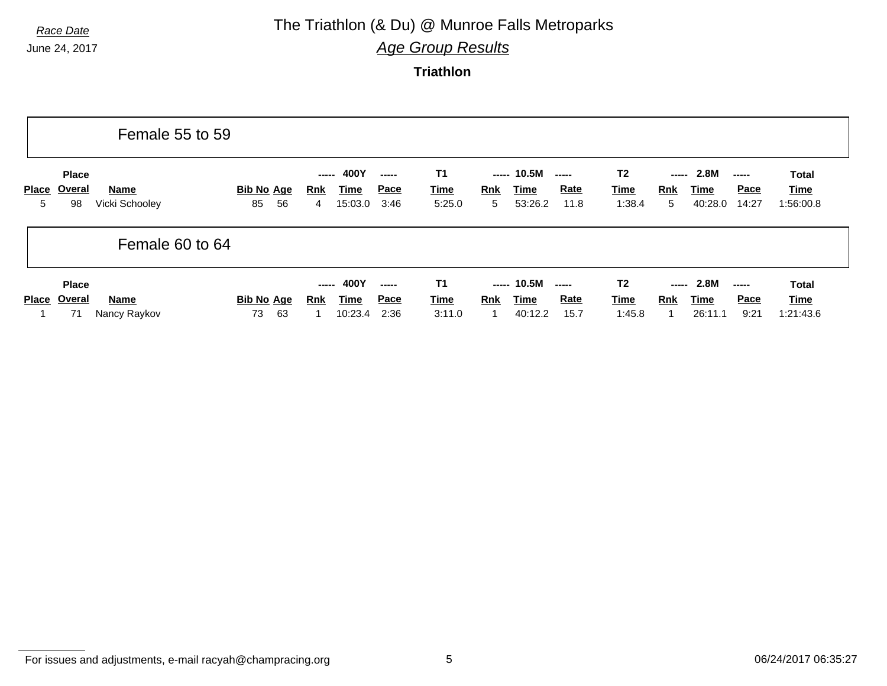Race Date

June 24, 2017

# The Triathlon (& Du) @ Munroe Falls Metroparks

## *Age Group Results*

### Triathlon

## Female 55 to 59

| Place | Place Overal | Name | Bib No | Age | ----- Rnk | 400Y Time | ----- Pace | T1 Time | ----- Rnk | 10.5M Time | ----- Rate | T2 Time | ----- Rnk | 2.8M Time | ----- Pace | Total Time |
|---|---|---|---|---|---|---|---|---|---|---|---|---|---|---|---|---|
| 5 | 98 | Vicki Schooley | 85 | 56 | 4 | 15:03.0 | 3:46 | 5:25.0 | 5 | 53:26.2 | 11.8 | 1:38.4 | 5 | 40:28.0 | 14:27 | 1:56:00.8 |

## Female 60 to 64

| Place | Place Overal | Name | Bib No | Age | ----- Rnk | 400Y Time | ----- Pace | T1 Time | ----- Rnk | 10.5M Time | ----- Rate | T2 Time | ----- Rnk | 2.8M Time | ----- Pace | Total Time |
|---|---|---|---|---|---|---|---|---|---|---|---|---|---|---|---|---|
| 1 | 71 | Nancy Raykov | 73 | 63 | 1 | 10:23.4 | 2:36 | 3:11.0 | 1 | 40:12.2 | 15.7 | 1:45.8 | 1 | 26:11.1 | 9:21 | 1:21:43.6 |

For issues and adjustments, e-mail racyah@champracing.org

06/24/2017 06:35:27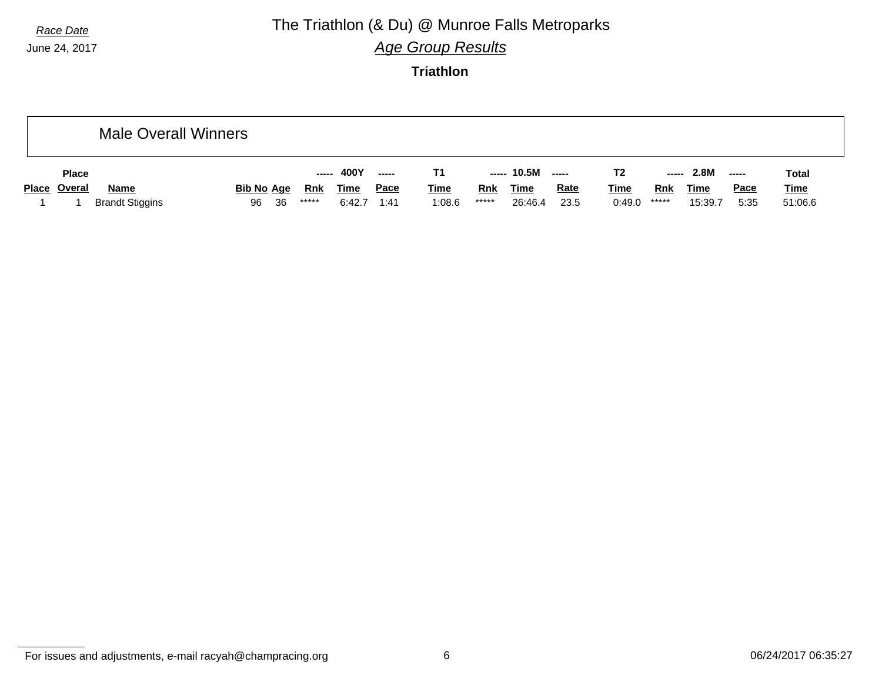Race Date
June 24, 2017

# The Triathlon (& Du) @ Munroe Falls Metroparks

## *Age Group Results*

**Triathlon**

## Male Overall Winners

| Place | Place Overal | Name | Bib No | Age | ----- Rnk | 400Y Time | ----- Pace | T1 Time | ----- Rnk | 10.5M Time | ----- Rate | T2 Time | ----- Rnk | 2.8M Time | ----- Pace | Total Time |
|---|---|---|---|---|---|---|---|---|---|---|---|---|---|---|---|---|
| 1 | 1 | Brandt Stiggins | 96 | 36 | ***** | 6:42.7 | 1:41 | 1:08.6 | ***** | 26:46.4 | 23.5 | 0:49.0 | ***** | 15:39.7 | 5:35 | 51:06.6 |

For issues and adjustments, e-mail racyah@champracing.org

06/24/2017 06:35:27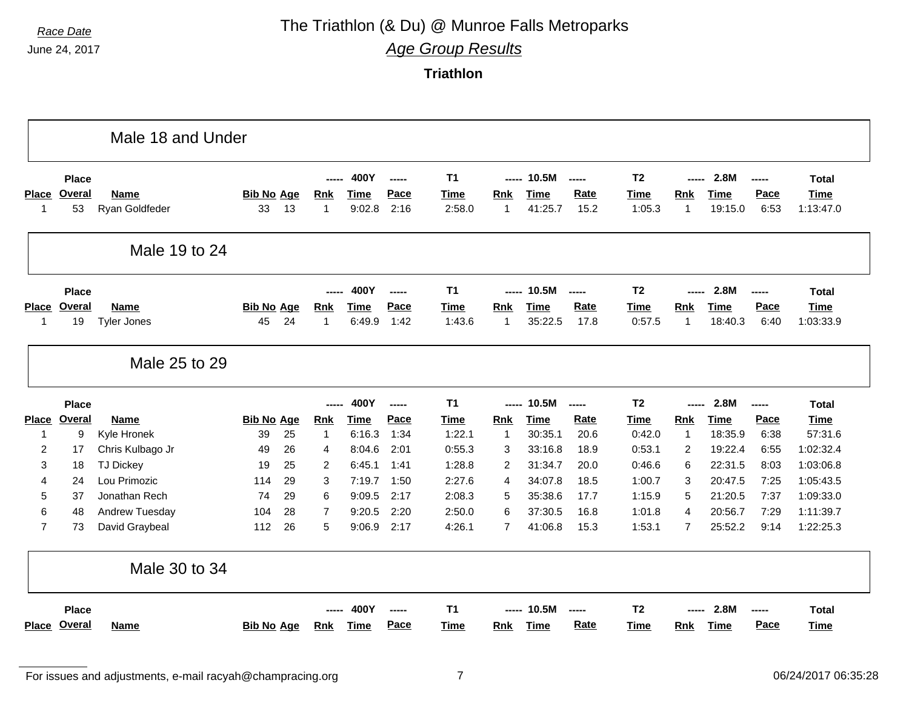*Race Date*
June 24, 2017

# The Triathlon (& Du) @ Munroe Falls Metroparks

## *Age Group Results*

### Triathlon

### Male 18 and Under

| Place | Place Overal | Name | Bib No | Age | 400Y Rnk | 400Y Time | 400Y Pace | T1 Time | 10.5M Rnk | 10.5M Time | 10.5M Rate | T2 Time | 2.8M Rnk | 2.8M Time | 2.8M Pace | Total Time |
|---|---|---|---|---|---|---|---|---|---|---|---|---|---|---|---|---|
| 1 | 53 | Ryan Goldfeder | 33 | 13 | 1 | 9:02.8 | 2:16 | 2:58.0 | 1 | 41:25.7 | 15.2 | 1:05.3 | 1 | 19:15.0 | 6:53 | 1:13:47.0 |

### Male 19 to 24

| Place | Place Overal | Name | Bib No | Age | 400Y Rnk | 400Y Time | 400Y Pace | T1 Time | 10.5M Rnk | 10.5M Time | 10.5M Rate | T2 Time | 2.8M Rnk | 2.8M Time | 2.8M Pace | Total Time |
|---|---|---|---|---|---|---|---|---|---|---|---|---|---|---|---|---|
| 1 | 19 | Tyler Jones | 45 | 24 | 1 | 6:49.9 | 1:42 | 1:43.6 | 1 | 35:22.5 | 17.8 | 0:57.5 | 1 | 18:40.3 | 6:40 | 1:03:33.9 |

### Male 25 to 29

| Place | Place Overal | Name | Bib No | Age | 400Y Rnk | 400Y Time | 400Y Pace | T1 Time | 10.5M Rnk | 10.5M Time | 10.5M Rate | T2 Time | 2.8M Rnk | 2.8M Time | 2.8M Pace | Total Time |
|---|---|---|---|---|---|---|---|---|---|---|---|---|---|---|---|---|
| 1 | 9 | Kyle Hronek | 39 | 25 | 1 | 6:16.3 | 1:34 | 1:22.1 | 1 | 30:35.1 | 20.6 | 0:42.0 | 1 | 18:35.9 | 6:38 | 57:31.6 |
| 2 | 17 | Chris Kulbago Jr | 49 | 26 | 4 | 8:04.6 | 2:01 | 0:55.3 | 3 | 33:16.8 | 18.9 | 0:53.1 | 2 | 19:22.4 | 6:55 | 1:02:32.4 |
| 3 | 18 | TJ Dickey | 19 | 25 | 2 | 6:45.1 | 1:41 | 1:28.8 | 2 | 31:34.7 | 20.0 | 0:46.6 | 6 | 22:31.5 | 8:03 | 1:03:06.8 |
| 4 | 24 | Lou Primozic | 114 | 29 | 3 | 7:19.7 | 1:50 | 2:27.6 | 4 | 34:07.8 | 18.5 | 1:00.7 | 3 | 20:47.5 | 7:25 | 1:05:43.5 |
| 5 | 37 | Jonathan Rech | 74 | 29 | 6 | 9:09.5 | 2:17 | 2:08.3 | 5 | 35:38.6 | 17.7 | 1:15.9 | 5 | 21:20.5 | 7:37 | 1:09:33.0 |
| 6 | 48 | Andrew Tuesday | 104 | 28 | 7 | 9:20.5 | 2:20 | 2:50.0 | 6 | 37:30.5 | 16.8 | 1:01.8 | 4 | 20:56.7 | 7:29 | 1:11:39.7 |
| 7 | 73 | David Graybeal | 112 | 26 | 5 | 9:06.9 | 2:17 | 4:26.1 | 7 | 41:06.8 | 15.3 | 1:53.1 | 7 | 25:52.2 | 9:14 | 1:22:25.3 |

### Male 30 to 34

| Place | Place Overal | Name | Bib No | Age | 400Y Rnk | 400Y Time | 400Y Pace | T1 Time | 10.5M Rnk | 10.5M Time | 10.5M Rate | T2 Time | 2.8M Rnk | 2.8M Time | 2.8M Pace | Total Time |
|---|---|---|---|---|---|---|---|---|---|---|---|---|---|---|---|---|

For issues and adjustments, e-mail racyah@champracing.org

06/24/2017 06:35:28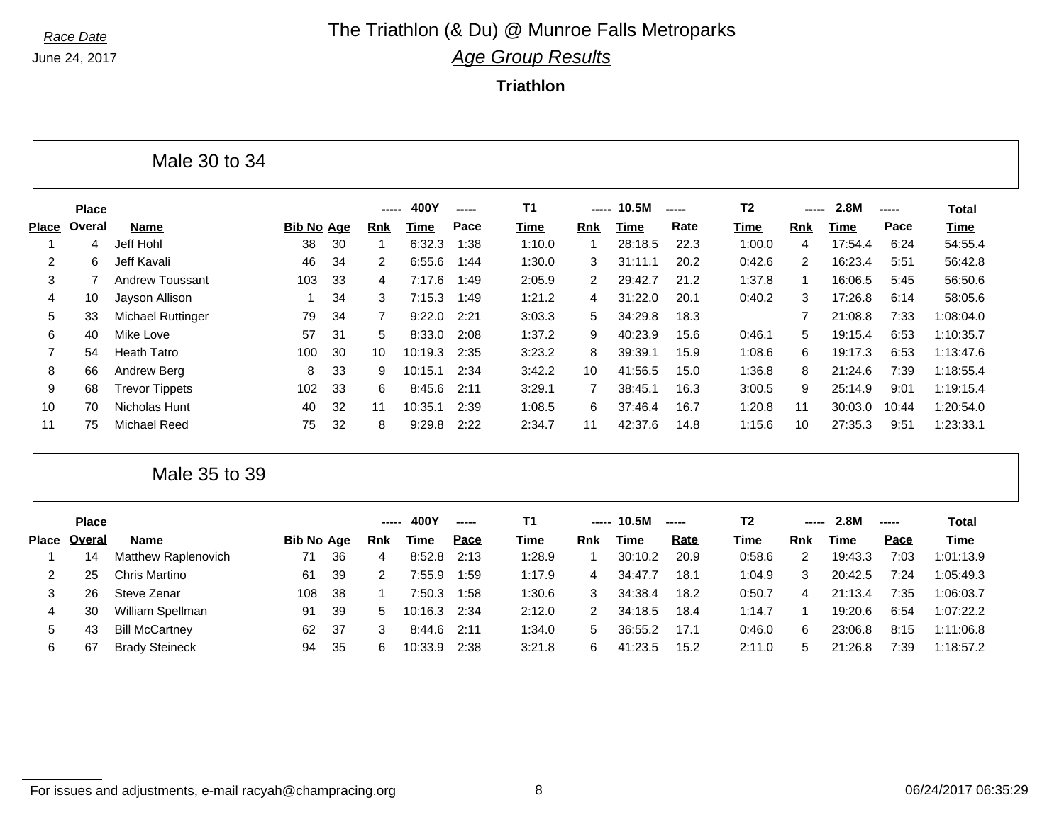Race Date

June 24, 2017

# The Triathlon (& Du) @ Munroe Falls Metroparks

## *Age Group Results*

### Triathlon

## Male 30 to 34

| Place | Place Overal | Name | Bib No | Age | 400Y Rnk | 400Y Time | 400Y Pace | T1 Time | 10.5M Rnk | 10.5M Time | 10.5M Rate | T2 Time | 2.8M Rnk | 2.8M Time | 2.8M Pace | Total Time |
|---|---|---|---|---|---|---|---|---|---|---|---|---|---|---|---|---|
| 1 | 4 | Jeff Hohl | 38 | 30 | 1 | 6:32.3 | 1:38 | 1:10.0 | 1 | 28:18.5 | 22.3 | 1:00.0 | 4 | 17:54.4 | 6:24 | 54:55.4 |
| 2 | 6 | Jeff Kavali | 46 | 34 | 2 | 6:55.6 | 1:44 | 1:30.0 | 3 | 31:11.1 | 20.2 | 0:42.6 | 2 | 16:23.4 | 5:51 | 56:42.8 |
| 3 | 7 | Andrew Toussant | 103 | 33 | 4 | 7:17.6 | 1:49 | 2:05.9 | 2 | 29:42.7 | 21.2 | 1:37.8 | 1 | 16:06.5 | 5:45 | 56:50.6 |
| 4 | 10 | Jayson Allison | 1 | 34 | 3 | 7:15.3 | 1:49 | 1:21.2 | 4 | 31:22.0 | 20.1 | 0:40.2 | 3 | 17:26.8 | 6:14 | 58:05.6 |
| 5 | 33 | Michael Ruttinger | 79 | 34 | 7 | 9:22.0 | 2:21 | 3:03.3 | 5 | 34:29.8 | 18.3 | | 7 | 21:08.8 | 7:33 | 1:08:04.0 |
| 6 | 40 | Mike Love | 57 | 31 | 5 | 8:33.0 | 2:08 | 1:37.2 | 9 | 40:23.9 | 15.6 | 0:46.1 | 5 | 19:15.4 | 6:53 | 1:10:35.7 |
| 7 | 54 | Heath Tatro | 100 | 30 | 10 | 10:19.3 | 2:35 | 3:23.2 | 8 | 39:39.1 | 15.9 | 1:08.6 | 6 | 19:17.3 | 6:53 | 1:13:47.6 |
| 8 | 66 | Andrew Berg | 8 | 33 | 9 | 10:15.1 | 2:34 | 3:42.2 | 10 | 41:56.5 | 15.0 | 1:36.8 | 8 | 21:24.6 | 7:39 | 1:18:55.4 |
| 9 | 68 | Trevor Tippets | 102 | 33 | 6 | 8:45.6 | 2:11 | 3:29.1 | 7 | 38:45.1 | 16.3 | 3:00.5 | 9 | 25:14.9 | 9:01 | 1:19:15.4 |
| 10 | 70 | Nicholas Hunt | 40 | 32 | 11 | 10:35.1 | 2:39 | 1:08.5 | 6 | 37:46.4 | 16.7 | 1:20.8 | 11 | 30:03.0 | 10:44 | 1:20:54.0 |
| 11 | 75 | Michael Reed | 75 | 32 | 8 | 9:29.8 | 2:22 | 2:34.7 | 11 | 42:37.6 | 14.8 | 1:15.6 | 10 | 27:35.3 | 9:51 | 1:23:33.1 |

## Male 35 to 39

| Place | Place Overal | Name | Bib No | Age | 400Y Rnk | 400Y Time | 400Y Pace | T1 Time | 10.5M Rnk | 10.5M Time | 10.5M Rate | T2 Time | 2.8M Rnk | 2.8M Time | 2.8M Pace | Total Time |
|---|---|---|---|---|---|---|---|---|---|---|---|---|---|---|---|---|
| 1 | 14 | Matthew Raplenovich | 71 | 36 | 4 | 8:52.8 | 2:13 | 1:28.9 | 1 | 30:10.2 | 20.9 | 0:58.6 | 2 | 19:43.3 | 7:03 | 1:01:13.9 |
| 2 | 25 | Chris Martino | 61 | 39 | 2 | 7:55.9 | 1:59 | 1:17.9 | 4 | 34:47.7 | 18.1 | 1:04.9 | 3 | 20:42.5 | 7:24 | 1:05:49.3 |
| 3 | 26 | Steve Zenar | 108 | 38 | 1 | 7:50.3 | 1:58 | 1:30.6 | 3 | 34:38.4 | 18.2 | 0:50.7 | 4 | 21:13.4 | 7:35 | 1:06:03.7 |
| 4 | 30 | William Spellman | 91 | 39 | 5 | 10:16.3 | 2:34 | 2:12.0 | 2 | 34:18.5 | 18.4 | 1:14.7 | 1 | 19:20.6 | 6:54 | 1:07:22.2 |
| 5 | 43 | Bill McCartney | 62 | 37 | 3 | 8:44.6 | 2:11 | 1:34.0 | 5 | 36:55.2 | 17.1 | 0:46.0 | 6 | 23:06.8 | 8:15 | 1:11:06.8 |
| 6 | 67 | Brady Steineck | 94 | 35 | 6 | 10:33.9 | 2:38 | 3:21.8 | 6 | 41:23.5 | 15.2 | 2:11.0 | 5 | 21:26.8 | 7:39 | 1:18:57.2 |

For issues and adjustments, e-mail racyah@champracing.org

06/24/2017 06:35:29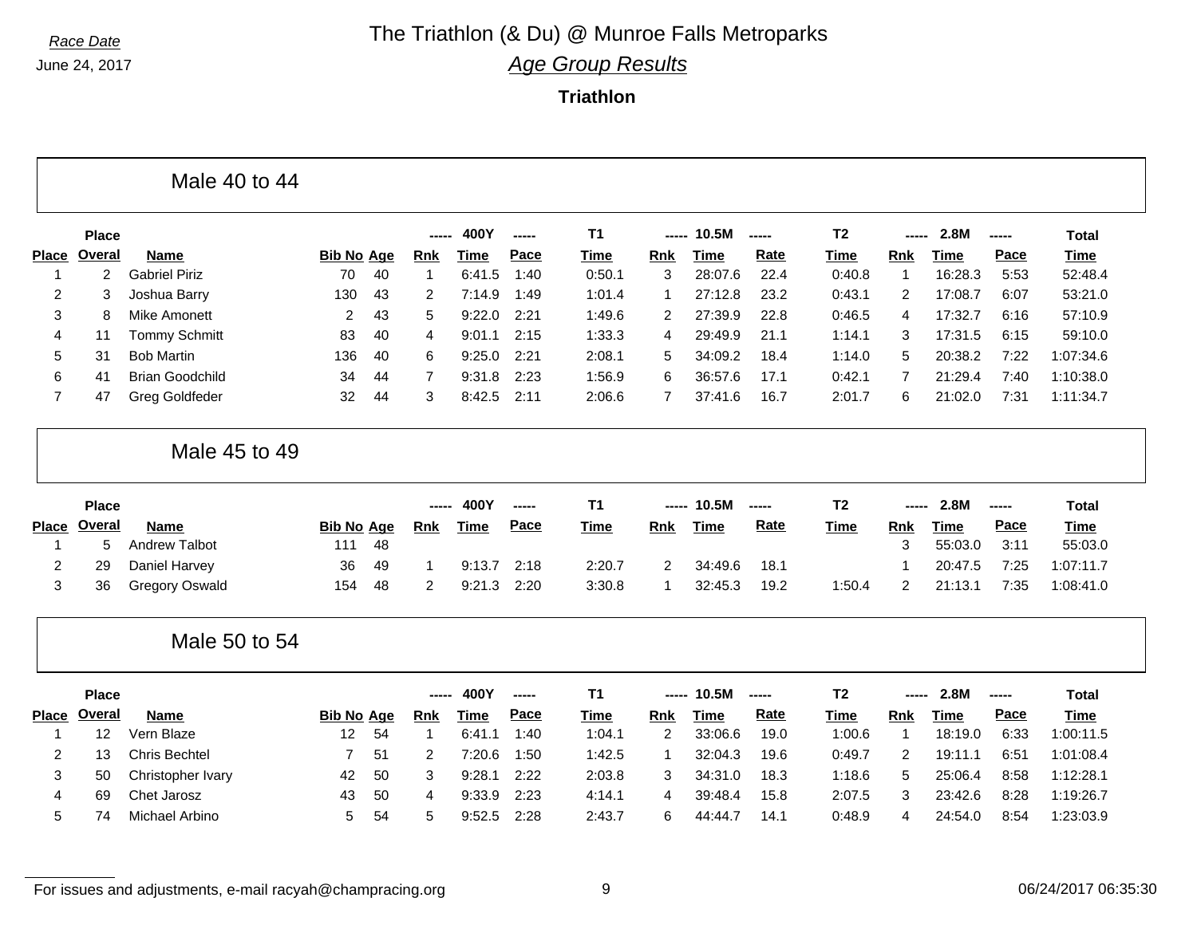Race Date

June 24, 2017

# The Triathlon (& Du) @ Munroe Falls Metroparks

## *Age Group Results*

### Triathlon

## Male 40 to 44

| Place | Place Overal | Name | Bib No | Age | 400Y Rnk | 400Y Time | 400Y Pace | T1 Time | 10.5M Rnk | 10.5M Time | 10.5M Rate | T2 Time | 2.8M Rnk | 2.8M Time | 2.8M Pace | Total Time |
|---|---|---|---|---|---|---|---|---|---|---|---|---|---|---|---|---|
| 1 | 2 | Gabriel Piriz | 70 | 40 | 1 | 6:41.5 | 1:40 | 0:50.1 | 3 | 28:07.6 | 22.4 | 0:40.8 | 1 | 16:28.3 | 5:53 | 52:48.4 |
| 2 | 3 | Joshua Barry | 130 | 43 | 2 | 7:14.9 | 1:49 | 1:01.4 | 1 | 27:12.8 | 23.2 | 0:43.1 | 2 | 17:08.7 | 6:07 | 53:21.0 |
| 3 | 8 | Mike Amonett | 2 | 43 | 5 | 9:22.0 | 2:21 | 1:49.6 | 2 | 27:39.9 | 22.8 | 0:46.5 | 4 | 17:32.7 | 6:16 | 57:10.9 |
| 4 | 11 | Tommy Schmitt | 83 | 40 | 4 | 9:01.1 | 2:15 | 1:33.3 | 4 | 29:49.9 | 21.1 | 1:14.1 | 3 | 17:31.5 | 6:15 | 59:10.0 |
| 5 | 31 | Bob Martin | 136 | 40 | 6 | 9:25.0 | 2:21 | 2:08.1 | 5 | 34:09.2 | 18.4 | 1:14.0 | 5 | 20:38.2 | 7:22 | 1:07:34.6 |
| 6 | 41 | Brian Goodchild | 34 | 44 | 7 | 9:31.8 | 2:23 | 1:56.9 | 6 | 36:57.6 | 17.1 | 0:42.1 | 7 | 21:29.4 | 7:40 | 1:10:38.0 |
| 7 | 47 | Greg Goldfeder | 32 | 44 | 3 | 8:42.5 | 2:11 | 2:06.6 | 7 | 37:41.6 | 16.7 | 2:01.7 | 6 | 21:02.0 | 7:31 | 1:11:34.7 |

## Male 45 to 49

| Place | Place Overal | Name | Bib No | Age | 400Y Rnk | 400Y Time | 400Y Pace | T1 Time | 10.5M Rnk | 10.5M Time | 10.5M Rate | T2 Time | 2.8M Rnk | 2.8M Time | 2.8M Pace | Total Time |
|---|---|---|---|---|---|---|---|---|---|---|---|---|---|---|---|---|
| 1 | 5 | Andrew Talbot | 111 | 48 | | | | | | | | | 3 | 55:03.0 | 3:11 | 55:03.0 |
| 2 | 29 | Daniel Harvey | 36 | 49 | 1 | 9:13.7 | 2:18 | 2:20.7 | 2 | 34:49.6 | 18.1 | | 1 | 20:47.5 | 7:25 | 1:07:11.7 |
| 3 | 36 | Gregory Oswald | 154 | 48 | 2 | 9:21.3 | 2:20 | 3:30.8 | 1 | 32:45.3 | 19.2 | 1:50.4 | 2 | 21:13.1 | 7:35 | 1:08:41.0 |

## Male 50 to 54

| Place | Place Overal | Name | Bib No | Age | 400Y Rnk | 400Y Time | 400Y Pace | T1 Time | 10.5M Rnk | 10.5M Time | 10.5M Rate | T2 Time | 2.8M Rnk | 2.8M Time | 2.8M Pace | Total Time |
|---|---|---|---|---|---|---|---|---|---|---|---|---|---|---|---|---|
| 1 | 12 | Vern Blaze | 12 | 54 | 1 | 6:41.1 | 1:40 | 1:04.1 | 2 | 33:06.6 | 19.0 | 1:00.6 | 1 | 18:19.0 | 6:33 | 1:00:11.5 |
| 2 | 13 | Chris Bechtel | 7 | 51 | 2 | 7:20.6 | 1:50 | 1:42.5 | 1 | 32:04.3 | 19.6 | 0:49.7 | 2 | 19:11.1 | 6:51 | 1:01:08.4 |
| 3 | 50 | Christopher Ivary | 42 | 50 | 3 | 9:28.1 | 2:22 | 2:03.8 | 3 | 34:31.0 | 18.3 | 1:18.6 | 5 | 25:06.4 | 8:58 | 1:12:28.1 |
| 4 | 69 | Chet Jarosz | 43 | 50 | 4 | 9:33.9 | 2:23 | 4:14.1 | 4 | 39:48.4 | 15.8 | 2:07.5 | 3 | 23:42.6 | 8:28 | 1:19:26.7 |
| 5 | 74 | Michael Arbino | 5 | 54 | 5 | 9:52.5 | 2:28 | 2:43.7 | 6 | 44:44.7 | 14.1 | 0:48.9 | 4 | 24:54.0 | 8:54 | 1:23:03.9 |

For issues and adjustments, e-mail racyah@champracing.org

06/24/2017 06:35:30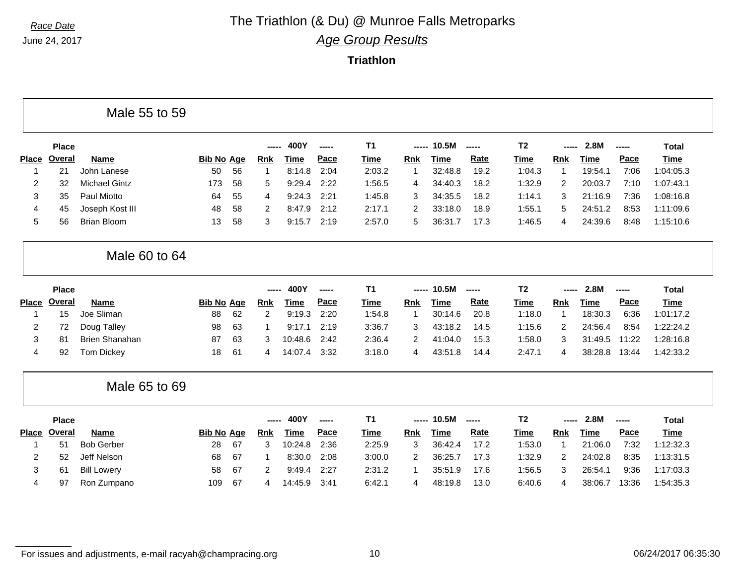Race Date

June 24, 2017

# The Triathlon (& Du) @ Munroe Falls Metroparks

## *Age Group Results*

### Triathlon

### Male 55 to 59

| Place | Place Overal | Name | Bib No | Age | 400Y Rnk | 400Y Time | 400Y Pace | T1 Time | 10.5M Rnk | 10.5M Time | 10.5M Rate | T2 Time | 2.8M Rnk | 2.8M Time | 2.8M Pace | Total Time |
|---|---|---|---|---|---|---|---|---|---|---|---|---|---|---|---|---|
| 1 | 21 | John Lanese | 50 | 56 | 1 | 8:14.8 | 2:04 | 2:03.2 | 1 | 32:48.8 | 19.2 | 1:04.3 | 1 | 19:54.1 | 7:06 | 1:04:05.3 |
| 2 | 32 | Michael Gintz | 173 | 58 | 5 | 9:29.4 | 2:22 | 1:56.5 | 4 | 34:40.3 | 18.2 | 1:32.9 | 2 | 20:03.7 | 7:10 | 1:07:43.1 |
| 3 | 35 | Paul Miotto | 64 | 55 | 4 | 9:24.3 | 2:21 | 1:45.8 | 3 | 34:35.5 | 18.2 | 1:14.1 | 3 | 21:16.9 | 7:36 | 1:08:16.8 |
| 4 | 45 | Joseph Kost III | 48 | 58 | 2 | 8:47.9 | 2:12 | 2:17.1 | 2 | 33:18.0 | 18.9 | 1:55.1 | 5 | 24:51.2 | 8:53 | 1:11:09.6 |
| 5 | 56 | Brian Bloom | 13 | 58 | 3 | 9:15.7 | 2:19 | 2:57.0 | 5 | 36:31.7 | 17.3 | 1:46.5 | 4 | 24:39.6 | 8:48 | 1:15:10.6 |

### Male 60 to 64

| Place | Place Overal | Name | Bib No | Age | 400Y Rnk | 400Y Time | 400Y Pace | T1 Time | 10.5M Rnk | 10.5M Time | 10.5M Rate | T2 Time | 2.8M Rnk | 2.8M Time | 2.8M Pace | Total Time |
|---|---|---|---|---|---|---|---|---|---|---|---|---|---|---|---|---|
| 1 | 15 | Joe Sliman | 88 | 62 | 2 | 9:19.3 | 2:20 | 1:54.8 | 1 | 30:14.6 | 20.8 | 1:18.0 | 1 | 18:30.3 | 6:36 | 1:01:17.2 |
| 2 | 72 | Doug Talley | 98 | 63 | 1 | 9:17.1 | 2:19 | 3:36.7 | 3 | 43:18.2 | 14.5 | 1:15.6 | 2 | 24:56.4 | 8:54 | 1:22:24.2 |
| 3 | 81 | Brien Shanahan | 87 | 63 | 3 | 10:48.6 | 2:42 | 2:36.4 | 2 | 41:04.0 | 15.3 | 1:58.0 | 3 | 31:49.5 | 11:22 | 1:28:16.8 |
| 4 | 92 | Tom Dickey | 18 | 61 | 4 | 14:07.4 | 3:32 | 3:18.0 | 4 | 43:51.8 | 14.4 | 2:47.1 | 4 | 38:28.8 | 13:44 | 1:42:33.2 |

### Male 65 to 69

| Place | Place Overal | Name | Bib No | Age | 400Y Rnk | 400Y Time | 400Y Pace | T1 Time | 10.5M Rnk | 10.5M Time | 10.5M Rate | T2 Time | 2.8M Rnk | 2.8M Time | 2.8M Pace | Total Time |
|---|---|---|---|---|---|---|---|---|---|---|---|---|---|---|---|---|
| 1 | 51 | Bob Gerber | 28 | 67 | 3 | 10:24.8 | 2:36 | 2:25.9 | 3 | 36:42.4 | 17.2 | 1:53.0 | 1 | 21:06.0 | 7:32 | 1:12:32.3 |
| 2 | 52 | Jeff Nelson | 68 | 67 | 1 | 8:30.0 | 2:08 | 3:00.0 | 2 | 36:25.7 | 17.3 | 1:32.9 | 2 | 24:02.8 | 8:35 | 1:13:31.5 |
| 3 | 61 | Bill Lowery | 58 | 67 | 2 | 9:49.4 | 2:27 | 2:31.2 | 1 | 35:51.9 | 17.6 | 1:56.5 | 3 | 26:54.1 | 9:36 | 1:17:03.3 |
| 4 | 97 | Ron Zumpano | 109 | 67 | 4 | 14:45.9 | 3:41 | 6:42.1 | 4 | 48:19.8 | 13.0 | 6:40.6 | 4 | 38:06.7 | 13:36 | 1:54:35.3 |

For issues and adjustments, e-mail racyah@champracing.org

06/24/2017 06:35:30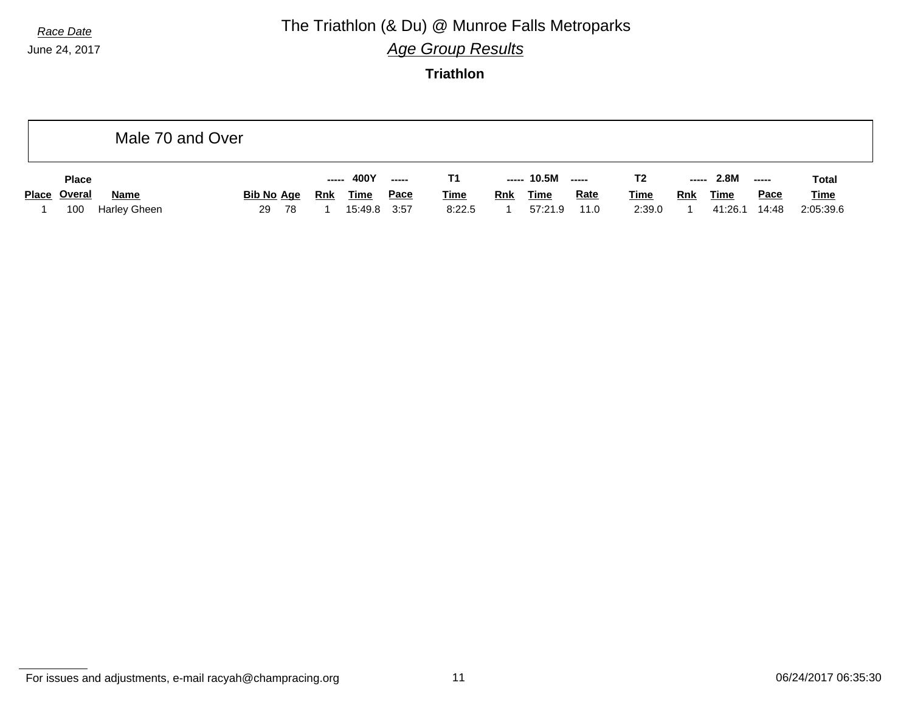Race Date

June 24, 2017

# The Triathlon (& Du) @ Munroe Falls Metroparks

## *Age Group Results*

### Triathlon

## Male 70 and Over

| | Place | | | | ----- | 400Y | ----- | T1 | ----- | 10.5M | ----- | T2 | ----- | 2.8M | ----- | Total |
|---|---|---|---|---|---|---|---|---|---|---|---|---|---|---|---|---|
| Place | Overal | Name | Bib No | Age | Rnk | Time | Pace | Time | Rnk | Time | Rate | Time | Rnk | Time | Pace | Time |
| 1 | 100 | Harley Gheen | 29 | 78 | 1 | 15:49.8 | 3:57 | 8:22.5 | 1 | 57:21.9 | 11.0 | 2:39.0 | 1 | 41:26.1 | 14:48 | 2:05:39.6 |

For issues and adjustments, e-mail racyah@champracing.org

06/24/2017 06:35:30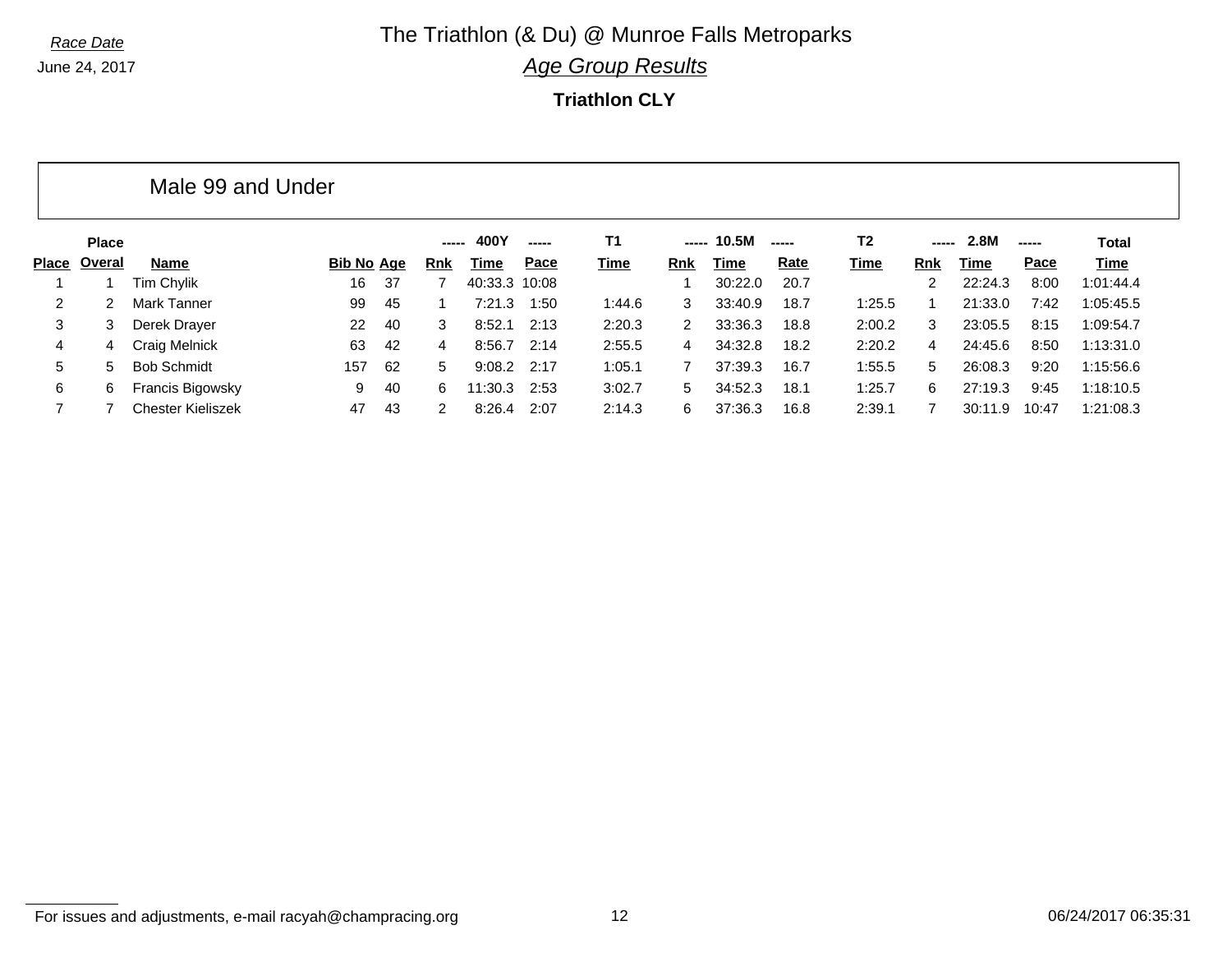Race Date

June 24, 2017

# The Triathlon (& Du) @ Munroe Falls Metroparks

## *Age Group Results*

### Triathlon CLY

### Male 99 and Under

| Place | Place Overal | Name | Bib No | Age | 400Y Rnk | 400Y Time | 400Y Pace | T1 Time | 10.5M Rnk | 10.5M Time | 10.5M Rate | T2 Time | 2.8M Rnk | 2.8M Time | 2.8M Pace | Total Time |
|---|---|---|---|---|---|---|---|---|---|---|---|---|---|---|---|---|
| 1 | 1 | Tim Chylik | 16 | 37 | 7 | 40:33.3 | 10:08 | | 1 | 30:22.0 | 20.7 | | 2 | 22:24.3 | 8:00 | 1:01:44.4 |
| 2 | 2 | Mark Tanner | 99 | 45 | 1 | 7:21.3 | 1:50 | 1:44.6 | 3 | 33:40.9 | 18.7 | 1:25.5 | 1 | 21:33.0 | 7:42 | 1:05:45.5 |
| 3 | 3 | Derek Drayer | 22 | 40 | 3 | 8:52.1 | 2:13 | 2:20.3 | 2 | 33:36.3 | 18.8 | 2:00.2 | 3 | 23:05.5 | 8:15 | 1:09:54.7 |
| 4 | 4 | Craig Melnick | 63 | 42 | 4 | 8:56.7 | 2:14 | 2:55.5 | 4 | 34:32.8 | 18.2 | 2:20.2 | 4 | 24:45.6 | 8:50 | 1:13:31.0 |
| 5 | 5 | Bob Schmidt | 157 | 62 | 5 | 9:08.2 | 2:17 | 1:05.1 | 7 | 37:39.3 | 16.7 | 1:55.5 | 5 | 26:08.3 | 9:20 | 1:15:56.6 |
| 6 | 6 | Francis Bigowsky | 9 | 40 | 6 | 11:30.3 | 2:53 | 3:02.7 | 5 | 34:52.3 | 18.1 | 1:25.7 | 6 | 27:19.3 | 9:45 | 1:18:10.5 |
| 7 | 7 | Chester Kieliszek | 47 | 43 | 2 | 8:26.4 | 2:07 | 2:14.3 | 6 | 37:36.3 | 16.8 | 2:39.1 | 7 | 30:11.9 | 10:47 | 1:21:08.3 |

For issues and adjustments, e-mail racyah@champracing.org

06/24/2017 06:35:31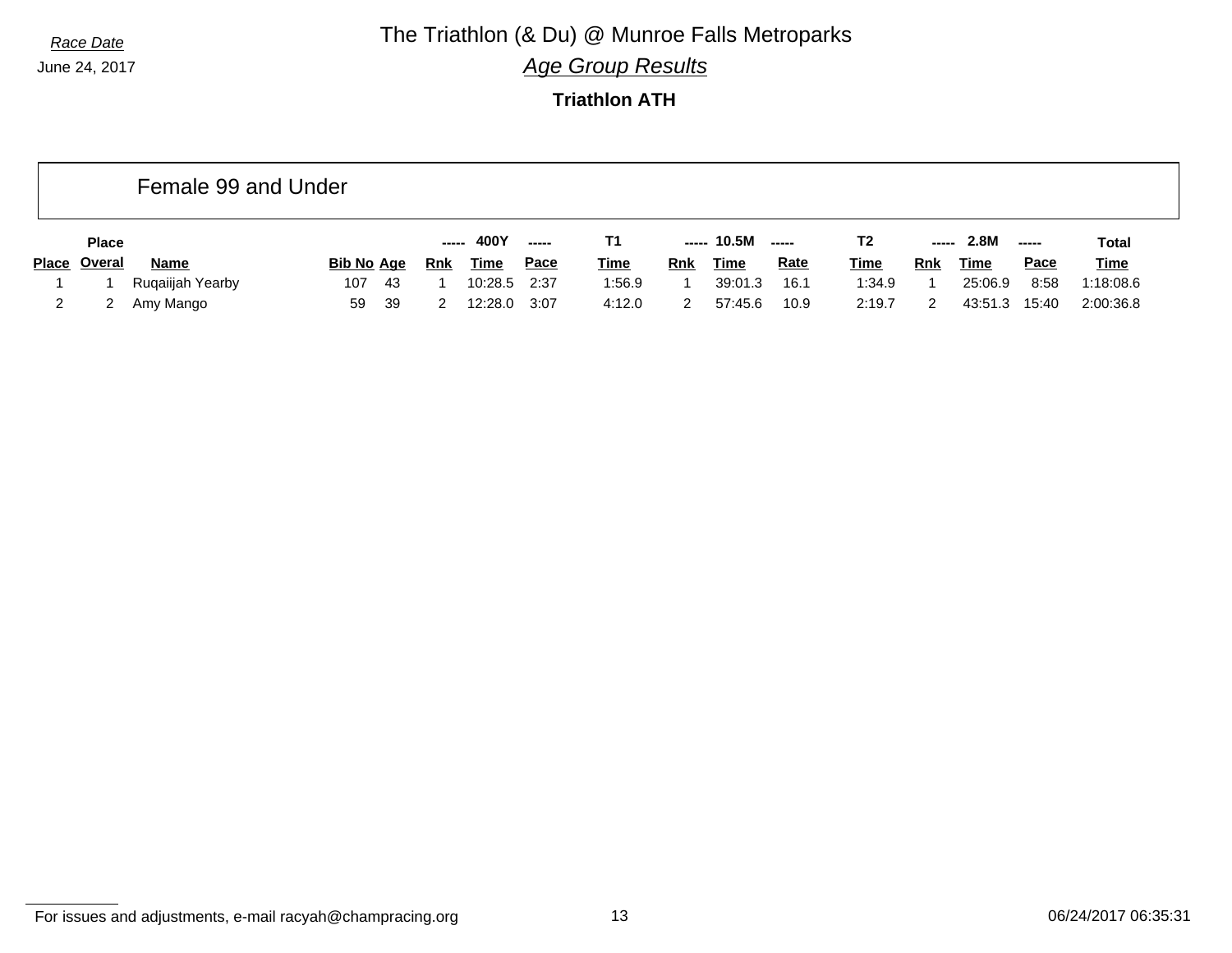*Race Date*

June 24, 2017

# The Triathlon (& Du) @ Munroe Falls Metroparks

## *Age Group Results*

### Triathlon ATH

## Female 99 and Under

| Place | Place Overal | Name | Bib No | Age | 400Y Rnk | 400Y Time | 400Y Pace | T1 Time | 10.5M Rnk | 10.5M Time | 10.5M Rate | T2 Time | 2.8M Rnk | 2.8M Time | 2.8M Pace | Total Time |
|---|---|---|---|---|---|---|---|---|---|---|---|---|---|---|---|---|
| 1 | 1 | Ruqaiijah Yearby | 107 | 43 | 1 | 10:28.5 | 2:37 | 1:56.9 | 1 | 39:01.3 | 16.1 | 1:34.9 | 1 | 25:06.9 | 8:58 | 1:18:08.6 |
| 2 | 2 | Amy Mango | 59 | 39 | 2 | 12:28.0 | 3:07 | 4:12.0 | 2 | 57:45.6 | 10.9 | 2:19.7 | 2 | 43:51.3 | 15:40 | 2:00:36.8 |

For issues and adjustments, e-mail racyah@champracing.org

06/24/2017 06:35:31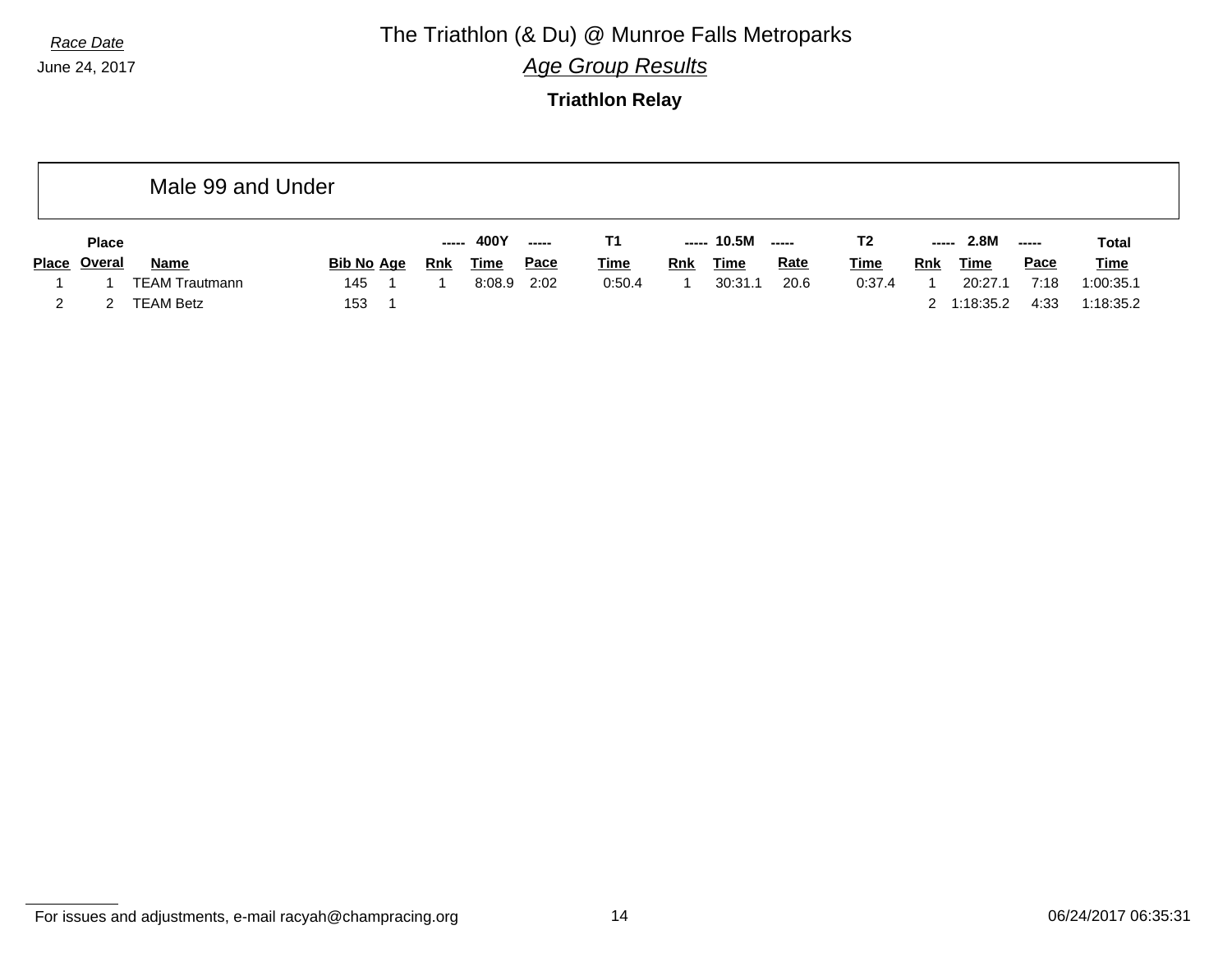Race Date
June 24, 2017

# The Triathlon (& Du) @ Munroe Falls Metroparks

## *Age Group Results*

### Triathlon Relay

## Male 99 and Under

| Place | Place Overal | Name | Bib No | Age | ----- 400Y Rnk | Time | ----- Pace | T1 Time | ----- 10.5M Rnk | Time | ----- Rate | T2 Time | ----- 2.8M Rnk | Time | ----- Pace | Total Time |
|---|---|---|---|---|---|---|---|---|---|---|---|---|---|---|---|---|
| 1 | 1 | TEAM Trautmann | 145 | 1 | 1 | 8:08.9 | 2:02 | 0:50.4 | 1 | 30:31.1 | 20.6 | 0:37.4 | 1 | 20:27.1 | 7:18 | 1:00:35.1 |
| 2 | 2 | TEAM Betz | 153 | 1 | | | | | | | | | 2 | 1:18:35.2 | 4:33 | 1:18:35.2 |

For issues and adjustments, e-mail racyah@champracing.org

06/24/2017 06:35:31